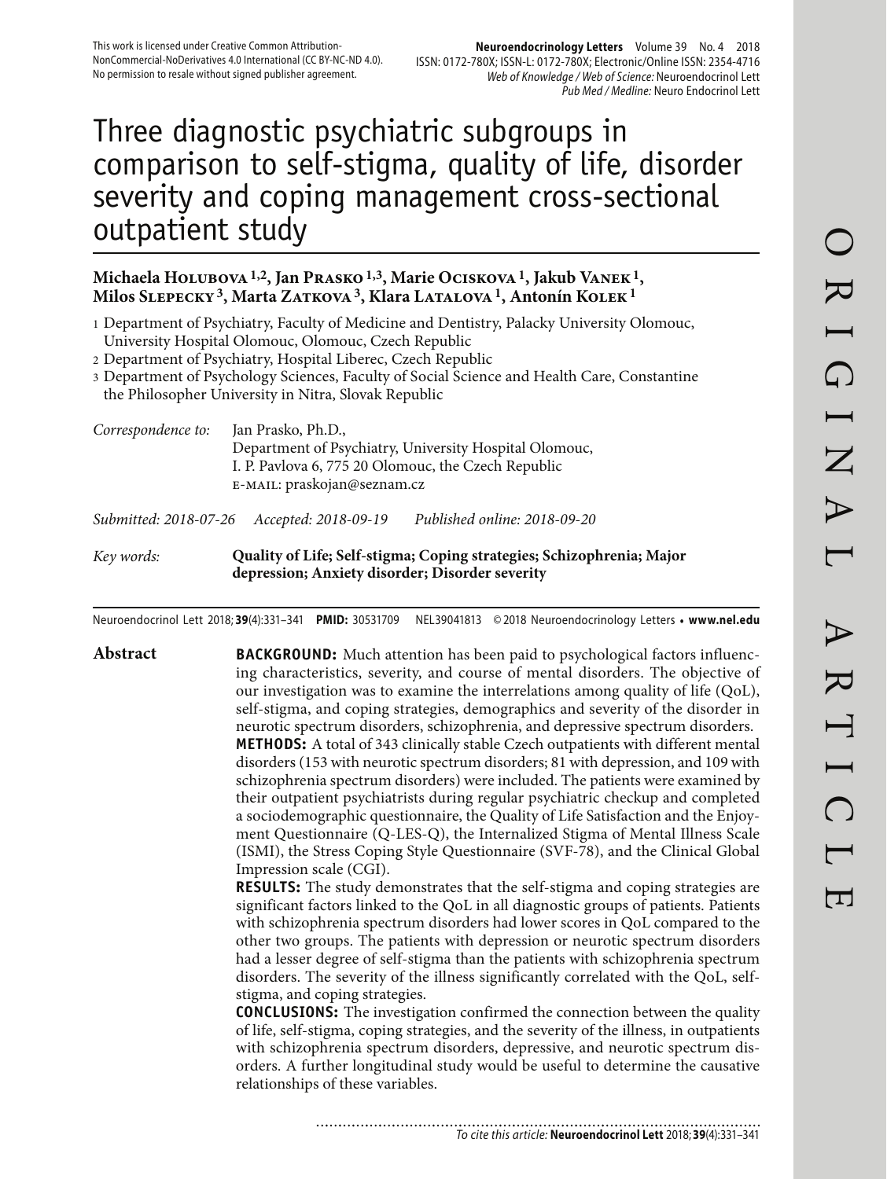This work is licensed under Creative Common Attribution-NonCommercial-NoDerivatives 4.0 International (CC BY-NC-ND 4.0). No permission to resale without signed publisher agreement.

# Three diagnostic psychiatric subgroups in comparison to self-stigma, quality of life, disorder severity and coping management cross-sectional outpatient study

**Michaela Holubova [1,2], Jan Prasko [1,3], Marie Ociskova [1], Jakub Vanek [1], Milos Slepecky [3], Marta Zatkova [3], Klara Latalova [1], Antonín Kolek [1]**

1 Department of Psychiatry, Faculty of Medicine and Dentistry, Palacky University Olomouc, University Hospital Olomouc, Olomouc, Czech Republic
2 Department of Psychiatry, Hospital Liberec, Czech Republic
3 Department of Psychology Sciences, Faculty of Social Science and Health Care, Constantine the Philosopher University in Nitra, Slovak Republic

*Correspondence to:* Jan Prasko, Ph.D., Department of Psychiatry, University Hospital Olomouc, I. P. Pavlova 6, 775 20 Olomouc, the Czech Republic
E-MAIL: praskojan@seznam.cz

*Submitted: 2018-07-26* *Accepted: 2018-09-19* *Published online: 2018-09-20*

*Key words:* **Quality of Life; Self-stigma; Coping strategies; Schizophrenia; Major depression; Anxiety disorder; Disorder severity**

Neuroendocrinol Lett 2018; **39**(4):331–341 **PMID:** 30531709 NEL39041813 © 2018 Neuroendocrinology Letters • **www.nel.edu**

## Abstract

**BACKGROUND:** Much attention has been paid to psychological factors influencing characteristics, severity, and course of mental disorders. The objective of our investigation was to examine the interrelations among quality of life (QoL), self-stigma, and coping strategies, demographics and severity of the disorder in neurotic spectrum disorders, schizophrenia, and depressive spectrum disorders.

**METHODS:** A total of 343 clinically stable Czech outpatients with different mental disorders (153 with neurotic spectrum disorders; 81 with depression, and 109 with schizophrenia spectrum disorders) were included. The patients were examined by their outpatient psychiatrists during regular psychiatric checkup and completed a sociodemographic questionnaire, the Quality of Life Satisfaction and the Enjoyment Questionnaire (Q-LES-Q), the Internalized Stigma of Mental Illness Scale (ISMI), the Stress Coping Style Questionnaire (SVF-78), and the Clinical Global Impression scale (CGI).

**RESULTS:** The study demonstrates that the self-stigma and coping strategies are significant factors linked to the QoL in all diagnostic groups of patients. Patients with schizophrenia spectrum disorders had lower scores in QoL compared to the other two groups. The patients with depression or neurotic spectrum disorders had a lesser degree of self-stigma than the patients with schizophrenia spectrum disorders. The severity of the illness significantly correlated with the QoL, self-stigma, and coping strategies.

**CONCLUSIONS:** The investigation confirmed the connection between the quality of life, self-stigma, coping strategies, and the severity of the illness, in outpatients with schizophrenia spectrum disorders, depressive, and neurotic spectrum disorders. A further longitudinal study would be useful to determine the causative relationships of these variables.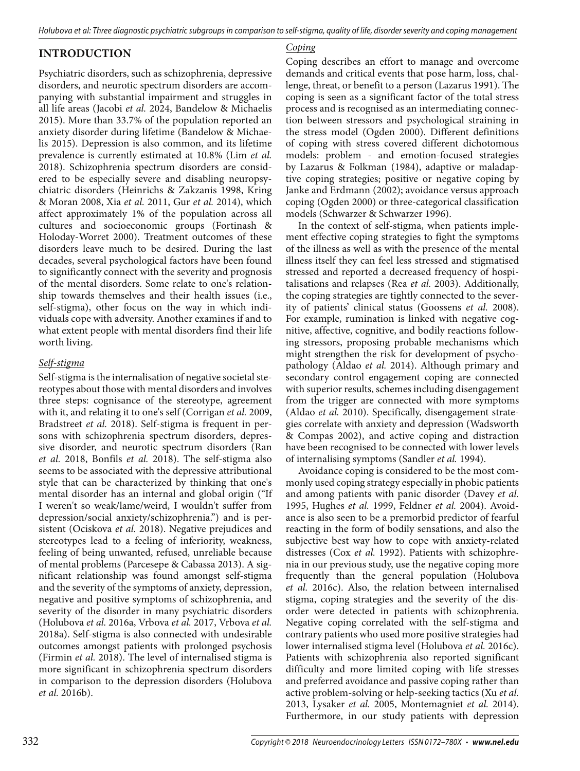## INTRODUCTION

Psychiatric disorders, such as schizophrenia, depressive disorders, and neurotic spectrum disorders are accompanying with substantial impairment and struggles in all life areas (Jacobi *et al.* 2024, Bandelow & Michaelis 2015). More than 33.7% of the population reported an anxiety disorder during lifetime (Bandelow & Michaelis 2015). Depression is also common, and its lifetime prevalence is currently estimated at 10.8% (Lim *et al.* 2018). Schizophrenia spectrum disorders are considered to be especially severe and disabling neuropsychiatric disorders (Heinrichs & Zakzanis 1998, Kring & Moran 2008, Xia *et al.* 2011, Gur *et al.* 2014), which affect approximately 1% of the population across all cultures and socioeconomic groups (Fortinash & Holoday-Worret 2000). Treatment outcomes of these disorders leave much to be desired. During the last decades, several psychological factors have been found to significantly connect with the severity and prognosis of the mental disorders. Some relate to one's relationship towards themselves and their health issues (i.e., self-stigma), other focus on the way in which individuals cope with adversity. Another examines if and to what extent people with mental disorders find their life worth living.

### *Self-stigma*

Self-stigma is the internalisation of negative societal stereotypes about those with mental disorders and involves three steps: cognisance of the stereotype, agreement with it, and relating it to one's self (Corrigan *et al.* 2009, Bradstreet *et al.* 2018). Self-stigma is frequent in persons with schizophrenia spectrum disorders, depressive disorder, and neurotic spectrum disorders (Ran *et al.* 2018, Bonfils *et al.* 2018). The self-stigma also seems to be associated with the depressive attributional style that can be characterized by thinking that one's mental disorder has an internal and global origin ("If I weren't so weak/lame/weird, I wouldn't suffer from depression/social anxiety/schizophrenia.") and is persistent (Ociskova *et al.* 2018). Negative prejudices and stereotypes lead to a feeling of inferiority, weakness, feeling of being unwanted, refused, unreliable because of mental problems (Parcesepe & Cabassa 2013). A significant relationship was found amongst self-stigma and the severity of the symptoms of anxiety, depression, negative and positive symptoms of schizophrenia, and severity of the disorder in many psychiatric disorders (Holubova *et al.* 2016a, Vrbova *et al.* 2017, Vrbova *et al.* 2018a). Self-stigma is also connected with undesirable outcomes amongst patients with prolonged psychosis (Firmin *et al.* 2018). The level of internalised stigma is more significant in schizophrenia spectrum disorders in comparison to the depression disorders (Holubova *et al.* 2016b).

### *Coping*

Coping describes an effort to manage and overcome demands and critical events that pose harm, loss, challenge, threat, or benefit to a person (Lazarus 1991). The coping is seen as a significant factor of the total stress process and is recognised as an intermediating connection between stressors and psychological straining in the stress model (Ogden 2000). Different definitions of coping with stress covered different dichotomous models: problem - and emotion-focused strategies by Lazarus & Folkman (1984), adaptive or maladaptive coping strategies; positive or negative coping by Janke and Erdmann (2002); avoidance versus approach coping (Ogden 2000) or three-categorical classification models (Schwarzer & Schwarzer 1996).

In the context of self-stigma, when patients implement effective coping strategies to fight the symptoms of the illness as well as with the presence of the mental illness itself they can feel less stressed and stigmatised stressed and reported a decreased frequency of hospitalisations and relapses (Rea *et al.* 2003). Additionally, the coping strategies are tightly connected to the severity of patients' clinical status (Goossens *et al.* 2008). For example, rumination is linked with negative cognitive, affective, cognitive, and bodily reactions following stressors, proposing probable mechanisms which might strengthen the risk for development of psychopathology (Aldao *et al.* 2014). Although primary and secondary control engagement coping are connected with superior results, schemes including disengagement from the trigger are connected with more symptoms (Aldao *et al.* 2010). Specifically, disengagement strategies correlate with anxiety and depression (Wadsworth & Compas 2002), and active coping and distraction have been recognised to be connected with lower levels of internalising symptoms (Sandler *et al.* 1994).

Avoidance coping is considered to be the most commonly used coping strategy especially in phobic patients and among patients with panic disorder (Davey *et al.* 1995, Hughes *et al.* 1999, Feldner *et al.* 2004). Avoidance is also seen to be a premorbid predictor of fearful reacting in the form of bodily sensations, and also the subjective best way how to cope with anxiety-related distresses (Cox *et al.* 1992). Patients with schizophrenia in our previous study, use the negative coping more frequently than the general population (Holubova *et al.* 2016c). Also, the relation between internalised stigma, coping strategies and the severity of the disorder were detected in patients with schizophrenia. Negative coping correlated with the self-stigma and contrary patients who used more positive strategies had lower internalised stigma level (Holubova *et al.* 2016c). Patients with schizophrenia also reported significant difficulty and more limited coping with life stresses and preferred avoidance and passive coping rather than active problem-solving or help-seeking tactics (Xu *et al.* 2013, Lysaker *et al.* 2005, Montemagniet *et al.* 2014). Furthermore, in our study patients with depression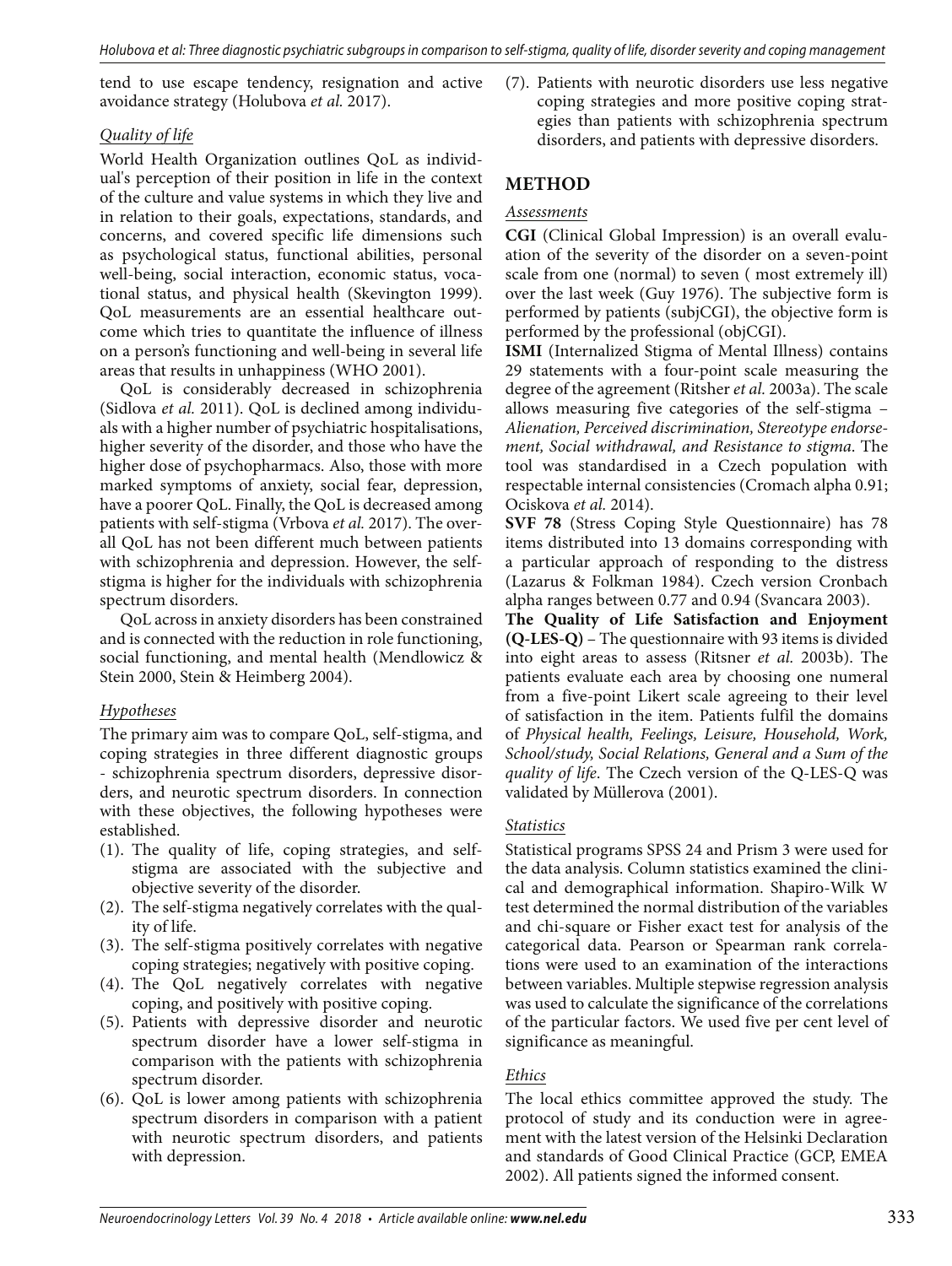tend to use escape tendency, resignation and active avoidance strategy (Holubova *et al.* 2017).

### *Quality of life*

World Health Organization outlines QoL as individual's perception of their position in life in the context of the culture and value systems in which they live and in relation to their goals, expectations, standards, and concerns, and covered specific life dimensions such as psychological status, functional abilities, personal well-being, social interaction, economic status, vocational status, and physical health (Skevington 1999). QoL measurements are an essential healthcare outcome which tries to quantitate the influence of illness on a person's functioning and well-being in several life areas that results in unhappiness (WHO 2001).

QoL is considerably decreased in schizophrenia (Sidlova *et al.* 2011). QoL is declined among individuals with a higher number of psychiatric hospitalisations, higher severity of the disorder, and those who have the higher dose of psychopharmacs. Also, those with more marked symptoms of anxiety, social fear, depression, have a poorer QoL. Finally, the QoL is decreased among patients with self-stigma (Vrbova *et al.* 2017). The overall QoL has not been different much between patients with schizophrenia and depression. However, the self-stigma is higher for the individuals with schizophrenia spectrum disorders.

QoL across in anxiety disorders has been constrained and is connected with the reduction in role functioning, social functioning, and mental health (Mendlowicz & Stein 2000, Stein & Heimberg 2004).

### *Hypotheses*

The primary aim was to compare QoL, self-stigma, and coping strategies in three different diagnostic groups - schizophrenia spectrum disorders, depressive disorders, and neurotic spectrum disorders. In connection with these objectives, the following hypotheses were established.

(1). The quality of life, coping strategies, and self-stigma are associated with the subjective and objective severity of the disorder.
(2). The self-stigma negatively correlates with the quality of life.
(3). The self-stigma positively correlates with negative coping strategies; negatively with positive coping.
(4). The QoL negatively correlates with negative coping, and positively with positive coping.
(5). Patients with depressive disorder and neurotic spectrum disorder have a lower self-stigma in comparison with the patients with schizophrenia spectrum disorder.
(6). QoL is lower among patients with schizophrenia spectrum disorders in comparison with a patient with neurotic spectrum disorders, and patients with depression.
(7). Patients with neurotic disorders use less negative coping strategies and more positive coping strategies than patients with schizophrenia spectrum disorders, and patients with depressive disorders.

## METHOD

### *Assessments*

**CGI** (Clinical Global Impression) is an overall evaluation of the severity of the disorder on a seven-point scale from one (normal) to seven ( most extremely ill) over the last week (Guy 1976). The subjective form is performed by patients (subjCGI), the objective form is performed by the professional (objCGI).

**ISMI** (Internalized Stigma of Mental Illness) contains 29 statements with a four-point scale measuring the degree of the agreement (Ritsher *et al.* 2003a). The scale allows measuring five categories of the self-stigma – *Alienation, Perceived discrimination, Stereotype endorsement, Social withdrawal, and Resistance to stigma*. The tool was standardised in a Czech population with respectable internal consistencies (Cromach alpha 0.91; Ociskova *et al.* 2014).

**SVF 78** (Stress Coping Style Questionnaire) has 78 items distributed into 13 domains corresponding with a particular approach of responding to the distress (Lazarus & Folkman 1984). Czech version Cronbach alpha ranges between 0.77 and 0.94 (Svancara 2003).

**The Quality of Life Satisfaction and Enjoyment (Q-LES-Q)** – The questionnaire with 93 items is divided into eight areas to assess (Ritsner *et al.* 2003b). The patients evaluate each area by choosing one numeral from a five-point Likert scale agreeing to their level of satisfaction in the item. Patients fulfil the domains of *Physical health, Feelings, Leisure, Household, Work, School/study, Social Relations, General and a Sum of the quality of life*. The Czech version of the Q-LES-Q was validated by Müllerova (2001).

### *Statistics*

Statistical programs SPSS 24 and Prism 3 were used for the data analysis. Column statistics examined the clinical and demographical information. Shapiro-Wilk W test determined the normal distribution of the variables and chi-square or Fisher exact test for analysis of the categorical data. Pearson or Spearman rank correlations were used to an examination of the interactions between variables. Multiple stepwise regression analysis was used to calculate the significance of the correlations of the particular factors. We used five per cent level of significance as meaningful.

### *Ethics*

The local ethics committee approved the study. The protocol of study and its conduction were in agreement with the latest version of the Helsinki Declaration and standards of Good Clinical Practice (GCP, EMEA 2002). All patients signed the informed consent.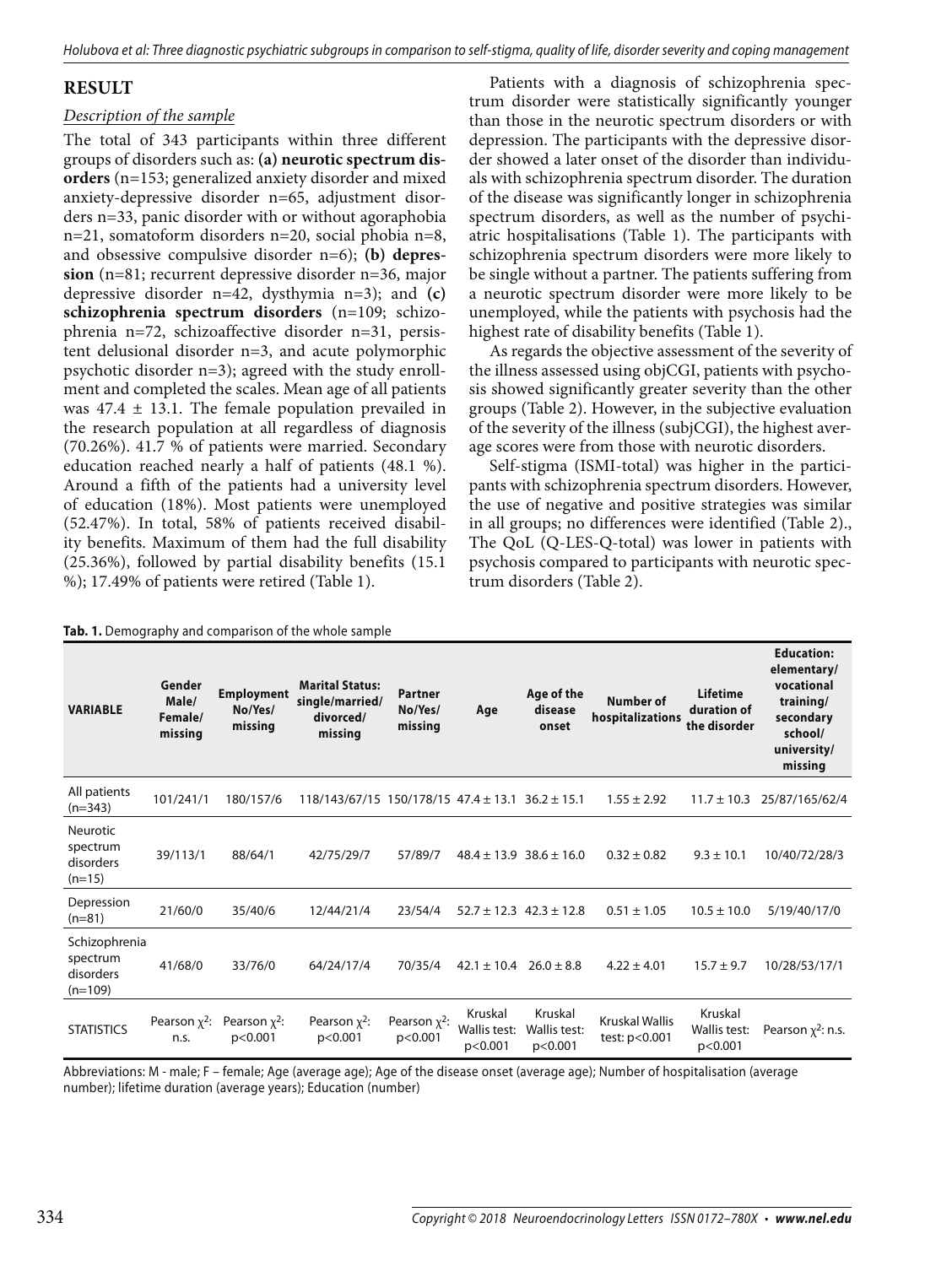## RESULT

### *Description of the sample*

The total of 343 participants within three different groups of disorders such as: **(a) neurotic spectrum disorders** (n=153; generalized anxiety disorder and mixed anxiety-depressive disorder n=65, adjustment disorders n=33, panic disorder with or without agoraphobia n=21, somatoform disorders n=20, social phobia n=8, and obsessive compulsive disorder n=6); **(b) depression** (n=81; recurrent depressive disorder n=36, major depressive disorder n=42, dysthymia n=3); and **(c) schizophrenia spectrum disorders** (n=109; schizophrenia n=72, schizoaffective disorder n=31, persistent delusional disorder n=3, and acute polymorphic psychotic disorder n=3); agreed with the study enrollment and completed the scales. Mean age of all patients was 47.4 ± 13.1. The female population prevailed in the research population at all regardless of diagnosis (70.26%). 41.7 % of patients were married. Secondary education reached nearly a half of patients (48.1 %). Around a fifth of the patients had a university level of education (18%). Most patients were unemployed (52.47%). In total, 58% of patients received disability benefits. Maximum of them had the full disability (25.36%), followed by partial disability benefits (15.1 %); 17.49% of patients were retired (Table 1).

Patients with a diagnosis of schizophrenia spectrum disorder were statistically significantly younger than those in the neurotic spectrum disorders or with depression. The participants with the depressive disorder showed a later onset of the disorder than individuals with schizophrenia spectrum disorder. The duration of the disease was significantly longer in schizophrenia spectrum disorders, as well as the number of psychiatric hospitalisations (Table 1). The participants with schizophrenia spectrum disorders were more likely to be single without a partner. The patients suffering from a neurotic spectrum disorder were more likely to be unemployed, while the patients with psychosis had the highest rate of disability benefits (Table 1).

As regards the objective assessment of the severity of the illness assessed using objCGI, patients with psychosis showed significantly greater severity than the other groups (Table 2). However, in the subjective evaluation of the severity of the illness (subjCGI), the highest average scores were from those with neurotic disorders.

Self-stigma (ISMI-total) was higher in the participants with schizophrenia spectrum disorders. However, the use of negative and positive strategies was similar in all groups; no differences were identified (Table 2)., The QoL (Q-LES-Q-total) was lower in patients with psychosis compared to participants with neurotic spectrum disorders (Table 2).

**Tab. 1.** Demography and comparison of the whole sample

| VARIABLE | Gender Male/ Female/ missing | Employment No/Yes/ missing | Marital Status: single/married/ divorced/ missing | Partner No/Yes/ missing | Age | Age of the disease onset | Number of hospitalizations | Lifetime duration of the disorder | Education: elementary/ vocational training/ secondary school/ university/ missing |
|---|---|---|---|---|---|---|---|---|---|
| All patients (n=343) | 101/241/1 | 180/157/6 | 118/143/67/15 | 150/178/15 | 47.4 ± 13.1 | 36.2 ± 15.1 | 1.55 ± 2.92 | 11.7 ± 10.3 | 25/87/165/62/4 |
| Neurotic spectrum disorders (n=15) | 39/113/1 | 88/64/1 | 42/75/29/7 | 57/89/7 | 48.4 ± 13.9 | 38.6 ± 16.0 | 0.32 ± 0.82 | 9.3 ± 10.1 | 10/40/72/28/3 |
| Depression (n=81) | 21/60/0 | 35/40/6 | 12/44/21/4 | 23/54/4 | 52.7 ± 12.3 | 42.3 ± 12.8 | 0.51 ± 1.05 | 10.5 ± 10.0 | 5/19/40/17/0 |
| Schizophrenia spectrum disorders (n=109) | 41/68/0 | 33/76/0 | 64/24/17/4 | 70/35/4 | 42.1 ± 10.4 | 26.0 ± 8.8 | 4.22 ± 4.01 | 15.7 ± 9.7 | 10/28/53/17/1 |
| STATISTICS | Pearson $\chi^2$: n.s. | Pearson $\chi^2$: $p<0.001$ | Pearson $\chi^2$: $p<0.001$ | Pearson $\chi^2$: $p<0.001$ | Kruskal Wallis test: $p<0.001$ | Kruskal Wallis test: $p<0.001$ | Kruskal Wallis test: $p<0.001$ | Kruskal Wallis test: $p<0.001$ | Pearson $\chi^2$: n.s. |

Abbreviations: M - male; F – female; Age (average age); Age of the disease onset (average age); Number of hospitalisation (average number); lifetime duration (average years); Education (number)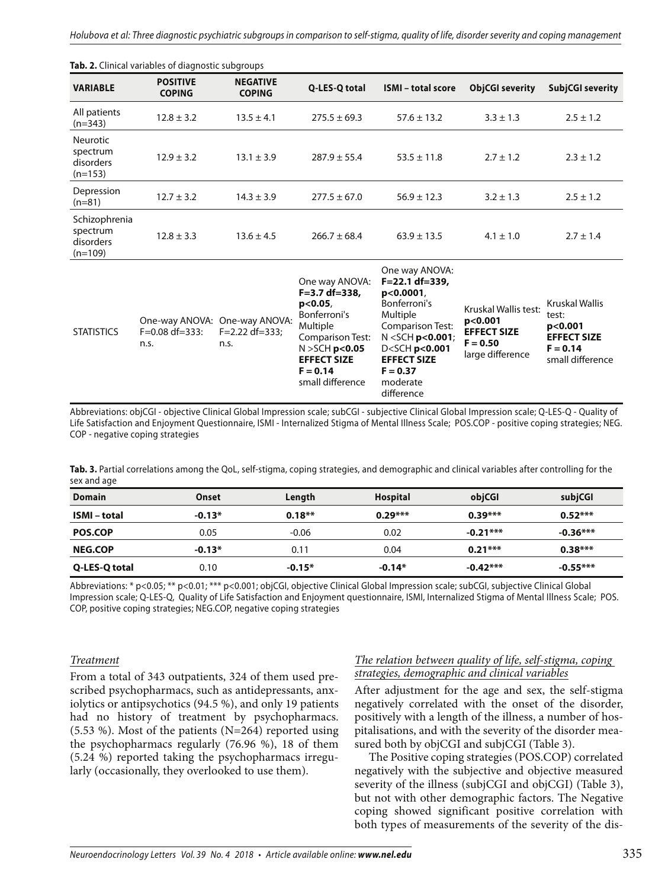**Tab. 2.** Clinical variables of diagnostic subgroups

| VARIABLE | POSITIVE COPING | NEGATIVE COPING | Q-LES-Q total | ISMI – total score | ObjCGI severity | SubjCGI severity |
|---|---|---|---|---|---|---|
| All patients (n=343) | 12.8 ± 3.2 | 13.5 ± 4.1 | 275.5 ± 69.3 | 57.6 ± 13.2 | 3.3 ± 1.3 | 2.5 ± 1.2 |
| Neurotic spectrum disorders (n=153) | 12.9 ± 3.2 | 13.1 ± 3.9 | 287.9 ± 55.4 | 53.5 ± 11.8 | 2.7 ± 1.2 | 2.3 ± 1.2 |
| Depression (n=81) | 12.7 ± 3.2 | 14.3 ± 3.9 | 277.5 ± 67.0 | 56.9 ± 12.3 | 3.2 ± 1.3 | 2.5 ± 1.2 |
| Schizophrenia spectrum disorders (n=109) | 12.8 ± 3.3 | 13.6 ± 4.5 | 266.7 ± 68.4 | 63.9 ± 13.5 | 4.1 ± 1.0 | 2.7 ± 1.4 |
| STATISTICS | One-way ANOVA: F=0.08 df=333: n.s. | One-way ANOVA: F=2.22 df=333; n.s. | One way ANOVA: **F=3.7 df=338, p<0.05**, Bonferroni's Multiple Comparison Test: N >SCH **p<0.05** **EFFECT SIZE F = 0.14** small difference | One way ANOVA: **F=22.1 df=339, p<0.0001**, Bonferroni's Multiple Comparison Test: N <SCH **p<0.001**; D<SCH **p<0.001** **EFFECT SIZE F = 0.37** moderate difference | Kruskal Wallis test: **p<0.001** **EFFECT SIZE F = 0.50** large difference | Kruskal Wallis test: **p<0.001** **EFFECT SIZE F = 0.14** small difference |

Abbreviations: objCGI - objective Clinical Global Impression scale; subCGI - subjective Clinical Global Impression scale; Q-LES-Q - Quality of Life Satisfaction and Enjoyment Questionnaire, ISMI - Internalized Stigma of Mental Illness Scale; POS.COP - positive coping strategies; NEG. COP - negative coping strategies

**Tab. 3.** Partial correlations among the QoL, self-stigma, coping strategies, and demographic and clinical variables after controlling for the sex and age

| Domain | Onset | Length | Hospital | objCGI | subjCGI |
|---|---|---|---|---|---|
| **ISMI – total** | **-0.13*** | **0.18**** | **0.29***** | **0.39***** | **0.52***** |
| **POS.COP** | 0.05 | -0.06 | 0.02 | **-0.21***** | **-0.36***** |
| **NEG.COP** | **-0.13*** | 0.11 | 0.04 | **0.21***** | **0.38***** |
| **Q-LES-Q total** | 0.10 | **-0.15*** | **-0.14*** | **-0.42***** | **-0.55***** |

Abbreviations: * p<0.05; ** p<0.01; *** p<0.001; objCGI, objective Clinical Global Impression scale; subCGI, subjective Clinical Global Impression scale; Q-LES-Q, Quality of Life Satisfaction and Enjoyment questionnaire, ISMI, Internalized Stigma of Mental Illness Scale; POS. COP, positive coping strategies; NEG.COP, negative coping strategies

### *Treatment*

From a total of 343 outpatients, 324 of them used prescribed psychopharmacs, such as antidepressants, anxiolytics or antipsychotics (94.5 %), and only 19 patients had no history of treatment by psychopharmacs. (5.53 %). Most of the patients (N=264) reported using the psychopharmacs regularly (76.96 %), 18 of them (5.24 %) reported taking the psychopharmacs irregularly (occasionally, they overlooked to use them).

### *The relation between quality of life, self-stigma, coping strategies, demographic and clinical variables*

After adjustment for the age and sex, the self-stigma negatively correlated with the onset of the disorder, positively with a length of the illness, a number of hospitalisations, and with the severity of the disorder measured both by objCGI and subjCGI (Table 3).

The Positive coping strategies (POS.COP) correlated negatively with the subjective and objective measured severity of the illness (subjCGI and objCGI) (Table 3), but not with other demographic factors. The Negative coping showed significant positive correlation with both types of measurements of the severity of the dis-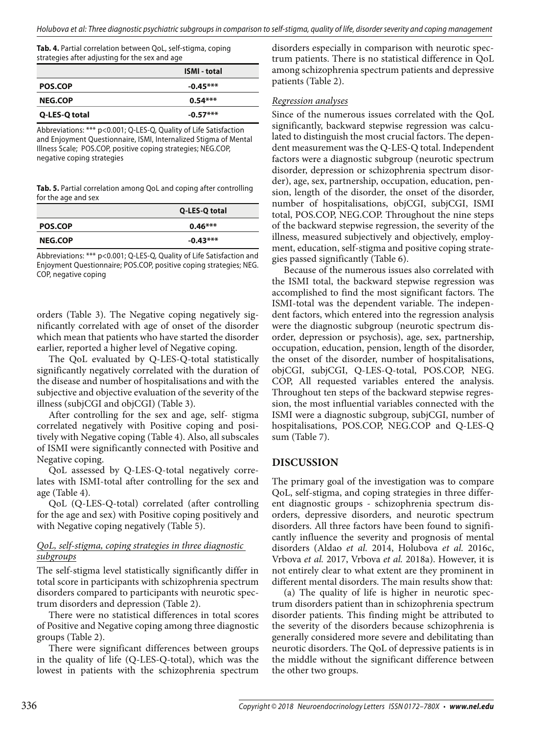**Tab. 4.** Partial correlation between QoL, self-stigma, coping strategies after adjusting for the sex and age

| | ISMI - total |
|---|---|
| POS.COP | -0.45*** |
| NEG.COP | 0.54*** |
| Q-LES-Q total | -0.57*** |

Abbreviations: *** p<0.001; Q-LES-Q, Quality of Life Satisfaction and Enjoyment Questionnaire, ISMI, Internalized Stigma of Mental Illness Scale; POS.COP, positive coping strategies; NEG.COP, negative coping strategies

**Tab. 5.** Partial correlation among QoL and coping after controlling for the age and sex

| | Q-LES-Q total |
|---|---|
| POS.COP | 0.46*** |
| NEG.COP | -0.43*** |

Abbreviations: *** p<0.001; Q-LES-Q, Quality of Life Satisfaction and Enjoyment Questionnaire; POS.COP, positive coping strategies; NEG. COP, negative coping

orders (Table 3). The Negative coping negatively significantly correlated with age of onset of the disorder which mean that patients who have started the disorder earlier, reported a higher level of Negative coping.

The QoL evaluated by Q-LES-Q-total statistically significantly negatively correlated with the duration of the disease and number of hospitalisations and with the subjective and objective evaluation of the severity of the illness (subjCGI and objCGI) (Table 3).

After controlling for the sex and age, self- stigma correlated negatively with Positive coping and positively with Negative coping (Table 4). Also, all subscales of ISMI were significantly connected with Positive and Negative coping.

QoL assessed by Q-LES-Q-total negatively correlates with ISMI-total after controlling for the sex and age (Table 4).

QoL (Q-LES-Q-total) correlated (after controlling for the age and sex) with Positive coping positively and with Negative coping negatively (Table 5).

*QoL, self-stigma, coping strategies in three diagnostic subgroups*

The self-stigma level statistically significantly differ in total score in participants with schizophrenia spectrum disorders compared to participants with neurotic spectrum disorders and depression (Table 2).

There were no statistical differences in total scores of Positive and Negative coping among three diagnostic groups (Table 2).

There were significant differences between groups in the quality of life (Q-LES-Q-total), which was the lowest in patients with the schizophrenia spectrum disorders especially in comparison with neurotic spectrum patients. There is no statistical difference in QoL among schizophrenia spectrum patients and depressive patients (Table 2).

*Regression analyses*

Since of the numerous issues correlated with the QoL significantly, backward stepwise regression was calculated to distinguish the most crucial factors. The dependent measurement was the Q-LES-Q total. Independent factors were a diagnostic subgroup (neurotic spectrum disorder, depression or schizophrenia spectrum disorder), age, sex, partnership, occupation, education, pension, length of the disorder, the onset of the disorder, number of hospitalisations, objCGI, subjCGI, ISMI total, POS.COP, NEG.COP. Throughout the nine steps of the backward stepwise regression, the severity of the illness, measured subjectively and objectively, employment, education, self-stigma and positive coping strategies passed significantly (Table 6).

Because of the numerous issues also correlated with the ISMI total, the backward stepwise regression was accomplished to find the most significant factors. The ISMI-total was the dependent variable. The independent factors, which entered into the regression analysis were the diagnostic subgroup (neurotic spectrum disorder, depression or psychosis), age, sex, partnership, occupation, education, pension, length of the disorder, the onset of the disorder, number of hospitalisations, objCGI, subjCGI, Q-LES-Q-total, POS.COP, NEG. COP, All requested variables entered the analysis. Throughout ten steps of the backward stepwise regression, the most influential variables connected with the ISMI were a diagnostic subgroup, subjCGI, number of hospitalisations, POS.COP, NEG.COP and Q-LES-Q sum (Table 7).

## DISCUSSION

The primary goal of the investigation was to compare QoL, self-stigma, and coping strategies in three different diagnostic groups - schizophrenia spectrum disorders, depressive disorders, and neurotic spectrum disorders. All three factors have been found to significantly influence the severity and prognosis of mental disorders (Aldao *et al.* 2014, Holubova *et al.* 2016c, Vrbova *et al.* 2017, Vrbova *et al.* 2018a). However, it is not entirely clear to what extent are they prominent in different mental disorders. The main results show that:

(a) The quality of life is higher in neurotic spectrum disorders patient than in schizophrenia spectrum disorder patients. This finding might be attributed to the severity of the disorders because schizophrenia is generally considered more severe and debilitating than neurotic disorders. The QoL of depressive patients is in the middle without the significant difference between the other two groups.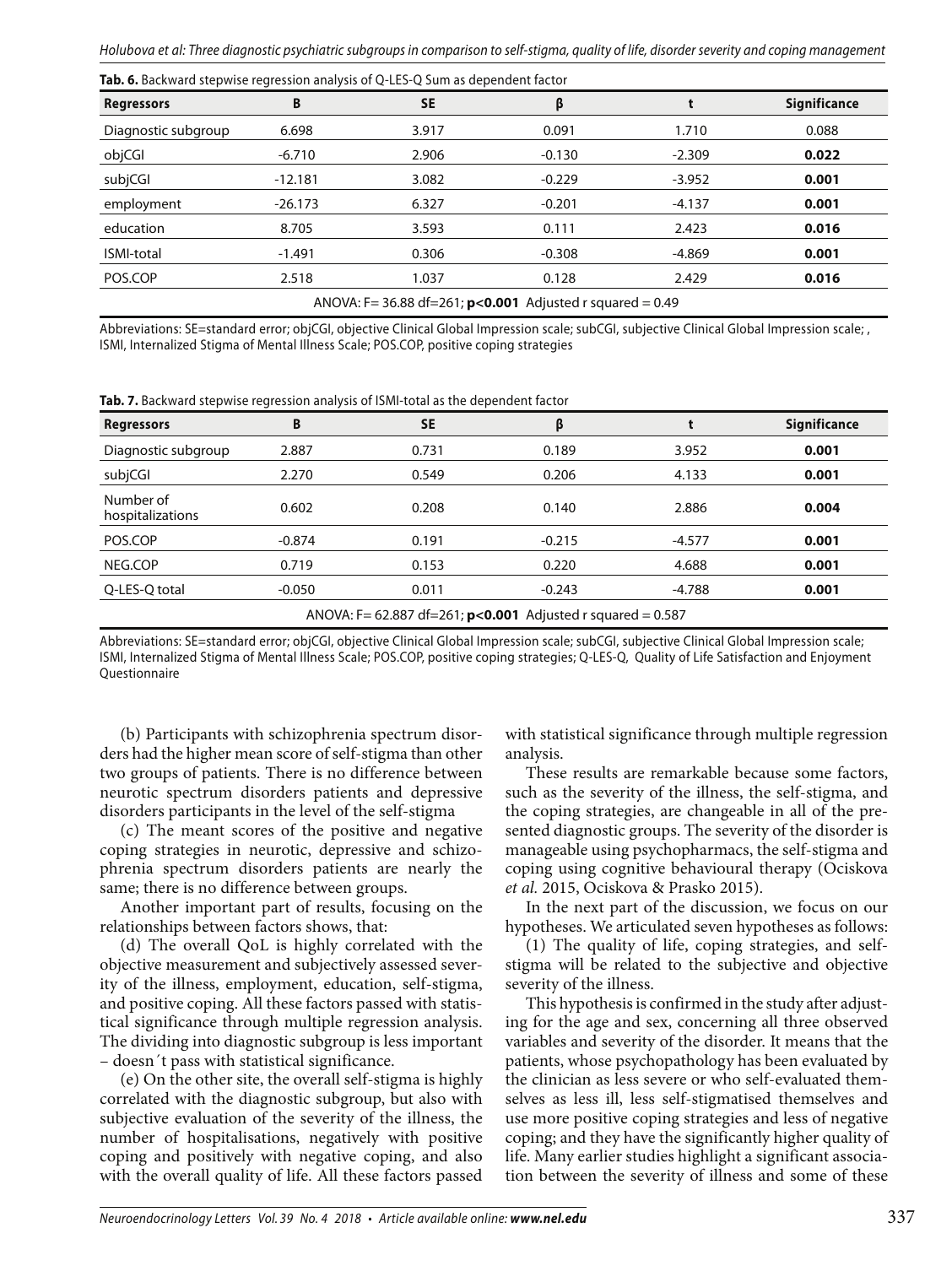**Tab. 6.** Backward stepwise regression analysis of Q-LES-Q Sum as dependent factor

| Regressors | B | SE | β | t | Significance |
|---|---|---|---|---|---|
| Diagnostic subgroup | 6.698 | 3.917 | 0.091 | 1.710 | 0.088 |
| objCGI | -6.710 | 2.906 | -0.130 | -2.309 | **0.022** |
| subjCGI | -12.181 | 3.082 | -0.229 | -3.952 | **0.001** |
| employment | -26.173 | 6.327 | -0.201 | -4.137 | **0.001** |
| education | 8.705 | 3.593 | 0.111 | 2.423 | **0.016** |
| ISMI-total | -1.491 | 0.306 | -0.308 | -4.869 | **0.001** |
| POS.COP | 2.518 | 1.037 | 0.128 | 2.429 | **0.016** |
| ANOVA: F= 36.88 df=261; **p<0.001** Adjusted r squared = 0.49 | | | | | |

Abbreviations: SE=standard error; objCGI, objective Clinical Global Impression scale; subCGI, subjective Clinical Global Impression scale; , ISMI, Internalized Stigma of Mental Illness Scale; POS.COP, positive coping strategies

**Tab. 7.** Backward stepwise regression analysis of ISMI-total as the dependent factor

| Regressors | B | SE | β | t | Significance |
|---|---|---|---|---|---|
| Diagnostic subgroup | 2.887 | 0.731 | 0.189 | 3.952 | **0.001** |
| subjCGI | 2.270 | 0.549 | 0.206 | 4.133 | **0.001** |
| Number of hospitalizations | 0.602 | 0.208 | 0.140 | 2.886 | **0.004** |
| POS.COP | -0.874 | 0.191 | -0.215 | -4.577 | **0.001** |
| NEG.COP | 0.719 | 0.153 | 0.220 | 4.688 | **0.001** |
| Q-LES-Q total | -0.050 | 0.011 | -0.243 | -4.788 | **0.001** |
| ANOVA: F= 62.887 df=261; **p<0.001** Adjusted r squared = 0.587 | | | | | |

Abbreviations: SE=standard error; objCGI, objective Clinical Global Impression scale; subCGI, subjective Clinical Global Impression scale; ISMI, Internalized Stigma of Mental Illness Scale; POS.COP, positive coping strategies; Q-LES-Q, Quality of Life Satisfaction and Enjoyment Questionnaire

(b) Participants with schizophrenia spectrum disorders had the higher mean score of self-stigma than other two groups of patients. There is no difference between neurotic spectrum disorders patients and depressive disorders participants in the level of the self-stigma

(c) The meant scores of the positive and negative coping strategies in neurotic, depressive and schizophrenia spectrum disorders patients are nearly the same; there is no difference between groups.

Another important part of results, focusing on the relationships between factors shows, that:

(d) The overall QoL is highly correlated with the objective measurement and subjectively assessed severity of the illness, employment, education, self-stigma, and positive coping. All these factors passed with statistical significance through multiple regression analysis. The dividing into diagnostic subgroup is less important – doesn´t pass with statistical significance.

(e) On the other site, the overall self-stigma is highly correlated with the diagnostic subgroup, but also with subjective evaluation of the severity of the illness, the number of hospitalisations, negatively with positive coping and positively with negative coping, and also with the overall quality of life. All these factors passed with statistical significance through multiple regression analysis.

These results are remarkable because some factors, such as the severity of the illness, the self-stigma, and the coping strategies, are changeable in all of the presented diagnostic groups. The severity of the disorder is manageable using psychopharmacs, the self-stigma and coping using cognitive behavioural therapy (Ociskova *et al.* 2015, Ociskova & Prasko 2015).

In the next part of the discussion, we focus on our hypotheses. We articulated seven hypotheses as follows:

(1) The quality of life, coping strategies, and self-stigma will be related to the subjective and objective severity of the illness.

This hypothesis is confirmed in the study after adjusting for the age and sex, concerning all three observed variables and severity of the disorder. It means that the patients, whose psychopathology has been evaluated by the clinician as less severe or who self-evaluated themselves as less ill, less self-stigmatised themselves and use more positive coping strategies and less of negative coping; and they have the significantly higher quality of life. Many earlier studies highlight a significant association between the severity of illness and some of these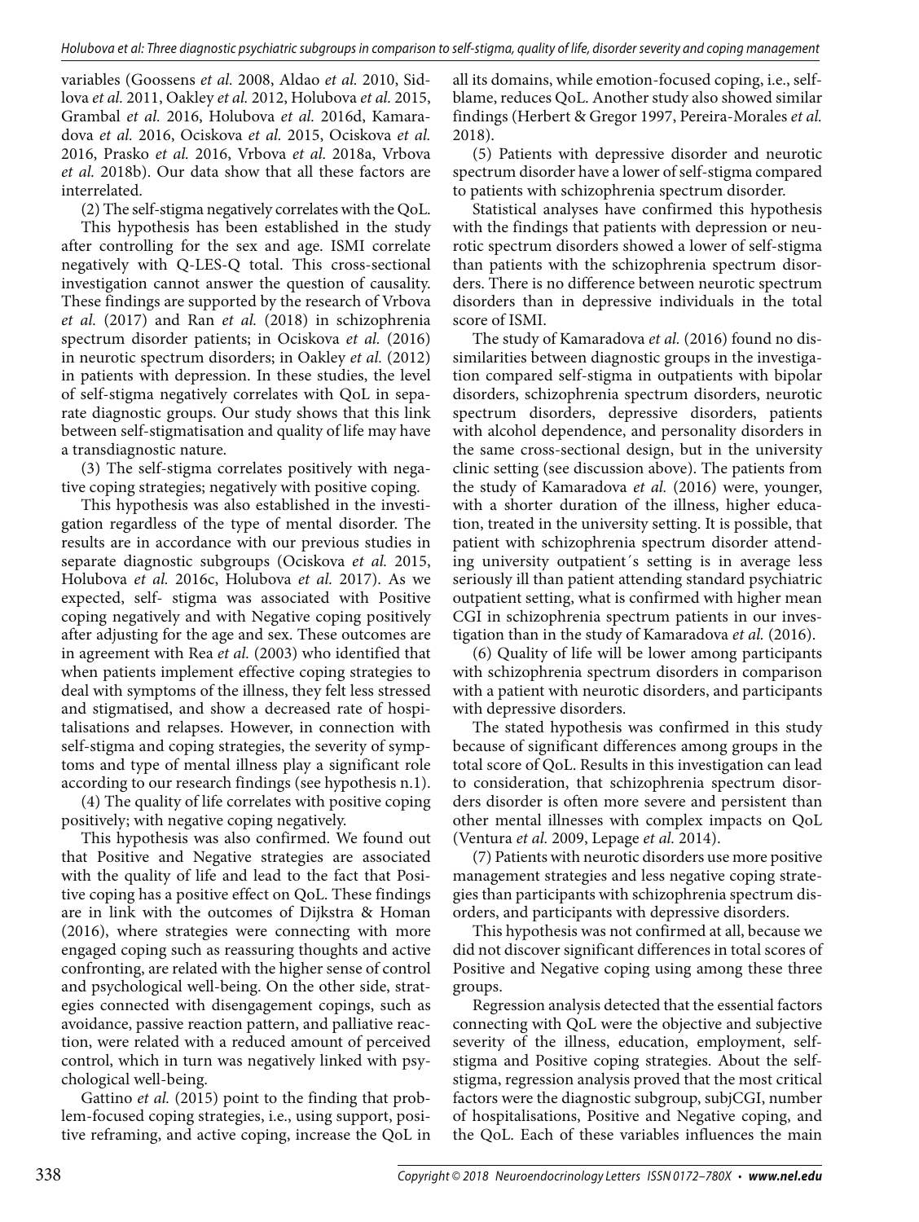variables (Goossens *et al.* 2008, Aldao *et al.* 2010, Sidlova *et al.* 2011, Oakley *et al.* 2012, Holubova *et al.* 2015, Grambal *et al.* 2016, Holubova *et al.* 2016d, Kamaradova *et al.* 2016, Ociskova *et al.* 2015, Ociskova *et al.* 2016, Prasko *et al.* 2016, Vrbova *et al.* 2018a, Vrbova *et al.* 2018b). Our data show that all these factors are interrelated.

(2) The self-stigma negatively correlates with the QoL.

This hypothesis has been established in the study after controlling for the sex and age. ISMI correlate negatively with Q-LES-Q total. This cross-sectional investigation cannot answer the question of causality. These findings are supported by the research of Vrbova *et al.* (2017) and Ran *et al.* (2018) in schizophrenia spectrum disorder patients; in Ociskova *et al.* (2016) in neurotic spectrum disorders; in Oakley *et al.* (2012) in patients with depression. In these studies, the level of self-stigma negatively correlates with QoL in separate diagnostic groups. Our study shows that this link between self-stigmatisation and quality of life may have a transdiagnostic nature.

(3) The self-stigma correlates positively with negative coping strategies; negatively with positive coping.

This hypothesis was also established in the investigation regardless of the type of mental disorder. The results are in accordance with our previous studies in separate diagnostic subgroups (Ociskova *et al.* 2015, Holubova *et al.* 2016c, Holubova *et al.* 2017). As we expected, self- stigma was associated with Positive coping negatively and with Negative coping positively after adjusting for the age and sex. These outcomes are in agreement with Rea *et al.* (2003) who identified that when patients implement effective coping strategies to deal with symptoms of the illness, they felt less stressed and stigmatised, and show a decreased rate of hospitalisations and relapses. However, in connection with self-stigma and coping strategies, the severity of symptoms and type of mental illness play a significant role according to our research findings (see hypothesis n.1).

(4) The quality of life correlates with positive coping positively; with negative coping negatively.

This hypothesis was also confirmed. We found out that Positive and Negative strategies are associated with the quality of life and lead to the fact that Positive coping has a positive effect on QoL. These findings are in link with the outcomes of Dijkstra & Homan (2016), where strategies were connecting with more engaged coping such as reassuring thoughts and active confronting, are related with the higher sense of control and psychological well-being. On the other side, strategies connected with disengagement copings, such as avoidance, passive reaction pattern, and palliative reaction, were related with a reduced amount of perceived control, which in turn was negatively linked with psychological well-being.

Gattino *et al.* (2015) point to the finding that problem-focused coping strategies, i.e., using support, positive reframing, and active coping, increase the QoL in all its domains, while emotion-focused coping, i.e., self-blame, reduces QoL. Another study also showed similar findings (Herbert & Gregor 1997, Pereira-Morales *et al.* 2018).

(5) Patients with depressive disorder and neurotic spectrum disorder have a lower of self-stigma compared to patients with schizophrenia spectrum disorder.

Statistical analyses have confirmed this hypothesis with the findings that patients with depression or neurotic spectrum disorders showed a lower of self-stigma than patients with the schizophrenia spectrum disorders. There is no difference between neurotic spectrum disorders than in depressive individuals in the total score of ISMI.

The study of Kamaradova *et al.* (2016) found no dissimilarities between diagnostic groups in the investigation compared self-stigma in outpatients with bipolar disorders, schizophrenia spectrum disorders, neurotic spectrum disorders, depressive disorders, patients with alcohol dependence, and personality disorders in the same cross-sectional design, but in the university clinic setting (see discussion above). The patients from the study of Kamaradova *et al.* (2016) were, younger, with a shorter duration of the illness, higher education, treated in the university setting. It is possible, that patient with schizophrenia spectrum disorder attending university outpatient´s setting is in average less seriously ill than patient attending standard psychiatric outpatient setting, what is confirmed with higher mean CGI in schizophrenia spectrum patients in our investigation than in the study of Kamaradova *et al.* (2016).

(6) Quality of life will be lower among participants with schizophrenia spectrum disorders in comparison with a patient with neurotic disorders, and participants with depressive disorders.

The stated hypothesis was confirmed in this study because of significant differences among groups in the total score of QoL. Results in this investigation can lead to consideration, that schizophrenia spectrum disorders disorder is often more severe and persistent than other mental illnesses with complex impacts on QoL (Ventura *et al.* 2009, Lepage *et al.* 2014).

(7) Patients with neurotic disorders use more positive management strategies and less negative coping strategies than participants with schizophrenia spectrum disorders, and participants with depressive disorders.

This hypothesis was not confirmed at all, because we did not discover significant differences in total scores of Positive and Negative coping using among these three groups.

Regression analysis detected that the essential factors connecting with QoL were the objective and subjective severity of the illness, education, employment, self-stigma and Positive coping strategies. About the self-stigma, regression analysis proved that the most critical factors were the diagnostic subgroup, subjCGI, number of hospitalisations, Positive and Negative coping, and the QoL. Each of these variables influences the main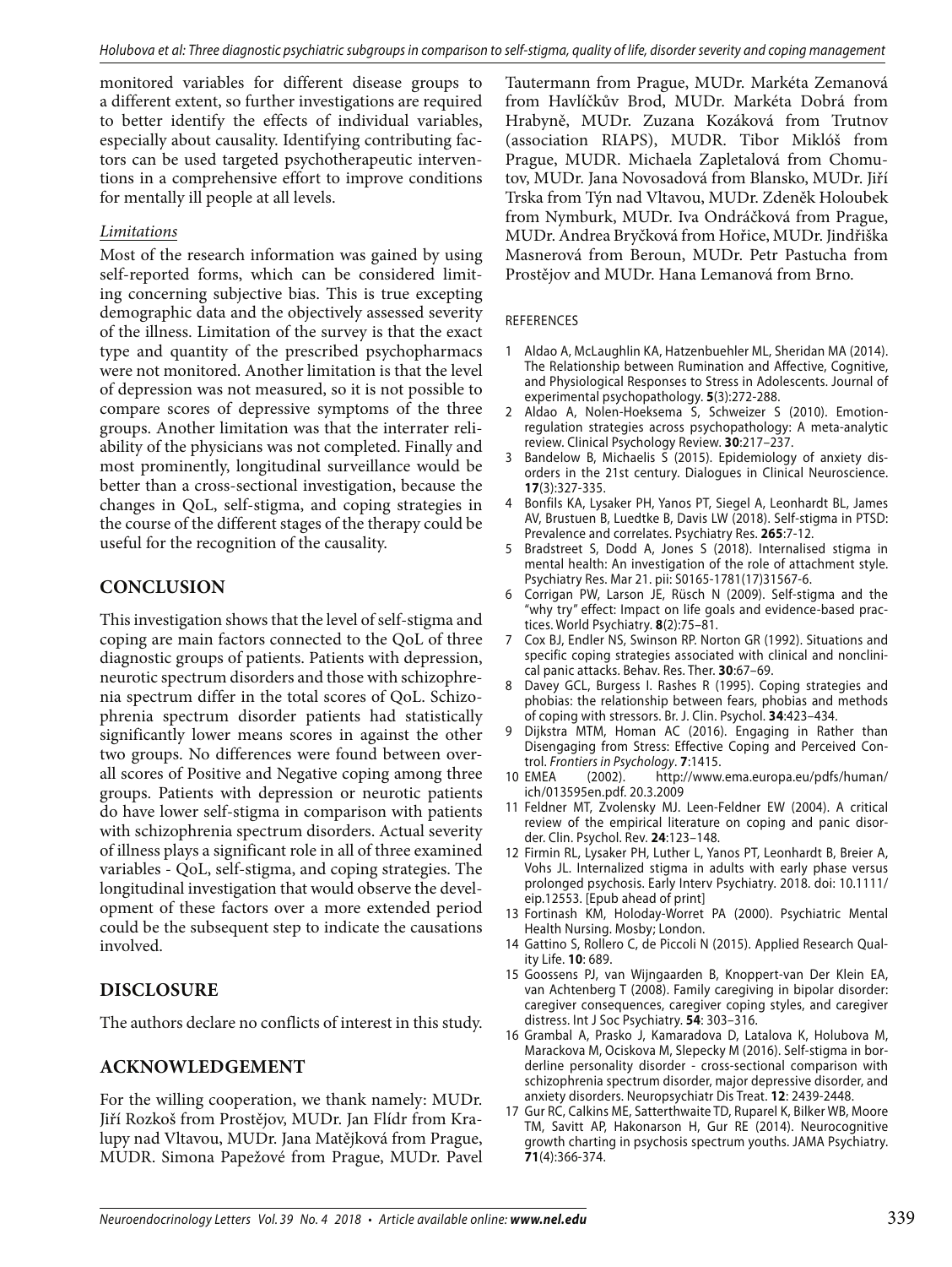monitored variables for different disease groups to a different extent, so further investigations are required to better identify the effects of individual variables, especially about causality. Identifying contributing factors can be used targeted psychotherapeutic interventions in a comprehensive effort to improve conditions for mentally ill people at all levels.

### *Limitations*

Most of the research information was gained by using self-reported forms, which can be considered limiting concerning subjective bias. This is true excepting demographic data and the objectively assessed severity of the illness. Limitation of the survey is that the exact type and quantity of the prescribed psychopharmacs were not monitored. Another limitation is that the level of depression was not measured, so it is not possible to compare scores of depressive symptoms of the three groups. Another limitation was that the interrater reliability of the physicians was not completed. Finally and most prominently, longitudinal surveillance would be better than a cross-sectional investigation, because the changes in QoL, self-stigma, and coping strategies in the course of the different stages of the therapy could be useful for the recognition of the causality.

## CONCLUSION

This investigation shows that the level of self-stigma and coping are main factors connected to the QoL of three diagnostic groups of patients. Patients with depression, neurotic spectrum disorders and those with schizophrenia spectrum differ in the total scores of QoL. Schizophrenia spectrum disorder patients had statistically significantly lower means scores in against the other two groups. No differences were found between overall scores of Positive and Negative coping among three groups. Patients with depression or neurotic patients do have lower self-stigma in comparison with patients with schizophrenia spectrum disorders. Actual severity of illness plays a significant role in all of three examined variables - QoL, self-stigma, and coping strategies. The longitudinal investigation that would observe the development of these factors over a more extended period could be the subsequent step to indicate the causations involved.

## DISCLOSURE

The authors declare no conflicts of interest in this study.

## ACKNOWLEDGEMENT

For the willing cooperation, we thank namely: MUDr. Jiří Rozkoš from Prostějov, MUDr. Jan Flídr from Kralupy nad Vltavou, MUDr. Jana Matějková from Prague, MUDR. Simona Papežové from Prague, MUDr. Pavel Tautermann from Prague, MUDr. Markéta Zemanová from Havlíčkův Brod, MUDr. Markéta Dobrá from Hrabyně, MUDr. Zuzana Kozáková from Trutnov (association RIAPS), MUDR. Tibor Miklóš from Prague, MUDR. Michaela Zapletalová from Chomutov, MUDr. Jana Novosadová from Blansko, MUDr. Jiří Trska from Týn nad Vltavou, MUDr. Zdeněk Holoubek from Nymburk, MUDr. Iva Ondráčková from Prague, MUDr. Andrea Bryčková from Hořice, MUDr. Jindřiška Masnerová from Beroun, MUDr. Petr Pastucha from Prostějov and MUDr. Hana Lemanová from Brno.

### REFERENCES

1. Aldao A, McLaughlin KA, Hatzenbuehler ML, Sheridan MA (2014). The Relationship between Rumination and Affective, Cognitive, and Physiological Responses to Stress in Adolescents. Journal of experimental psychopathology. **5**(3):272-288.
2. Aldao A, Nolen-Hoeksema S, Schweizer S (2010). Emotion-regulation strategies across psychopathology: A meta-analytic review. Clinical Psychology Review. **30**:217–237.
3. Bandelow B, Michaelis S (2015). Epidemiology of anxiety disorders in the 21st century. Dialogues in Clinical Neuroscience. **17**(3):327-335.
4. Bonfils KA, Lysaker PH, Yanos PT, Siegel A, Leonhardt BL, James AV, Brustuen B, Luedtke B, Davis LW (2018). Self-stigma in PTSD: Prevalence and correlates. Psychiatry Res. **265**:7-12.
5. Bradstreet S, Dodd A, Jones S (2018). Internalised stigma in mental health: An investigation of the role of attachment style. Psychiatry Res. Mar 21. pii: S0165-1781(17)31567-6.
6. Corrigan PW, Larson JE, Rüsch N (2009). Self-stigma and the "why try" effect: Impact on life goals and evidence-based practices. World Psychiatry. **8**(2):75–81.
7. Cox BJ, Endler NS, Swinson RP. Norton GR (1992). Situations and specific coping strategies associated with clinical and nonclinical panic attacks. Behav. Res. Ther. **30**:67–69.
8. Davey GCL, Burgess I. Rashes R (1995). Coping strategies and phobias: the relationship between fears, phobias and methods of coping with stressors. Br. J. Clin. Psychol. **34**:423–434.
9. Dijkstra MTM, Homan AC (2016). Engaging in Rather than Disengaging from Stress: Effective Coping and Perceived Control. *Frontiers in Psychology*. **7**:1415.
10. EMEA (2002). http://www.ema.europa.eu/pdfs/human/ich/013595en.pdf. 20.3.2009
11. Feldner MT, Zvolensky MJ. Leen-Feldner EW (2004). A critical review of the empirical literature on coping and panic disorder. Clin. Psychol. Rev. **24**:123–148.
12. Firmin RL, Lysaker PH, Luther L, Yanos PT, Leonhardt B, Breier A, Vohs JL. Internalized stigma in adults with early phase versus prolonged psychosis. Early Interv Psychiatry. 2018. doi: 10.1111/eip.12553. [Epub ahead of print]
13. Fortinash KM, Holoday-Worret PA (2000). Psychiatric Mental Health Nursing. Mosby; London.
14. Gattino S, Rollero C, de Piccoli N (2015). Applied Research Quality Life. **10**: 689.
15. Goossens PJ, van Wijngaarden B, Knoppert-van Der Klein EA, van Achtenberg T (2008). Family caregiving in bipolar disorder: caregiver consequences, caregiver coping styles, and caregiver distress. Int J Soc Psychiatry. **54**: 303–316.
16. Grambal A, Prasko J, Kamaradova D, Latalova K, Holubova M, Marackova M, Ociskova M, Slepecky M (2016). Self-stigma in borderline personality disorder - cross-sectional comparison with schizophrenia spectrum disorder, major depressive disorder, and anxiety disorders. Neuropsychiatr Dis Treat. **12**: 2439-2448.
17. Gur RC, Calkins ME, Satterthwaite TD, Ruparel K, Bilker WB, Moore TM, Savitt AP, Hakonarson H, Gur RE (2014). Neurocognitive growth charting in psychosis spectrum youths. JAMA Psychiatry. **71**(4):366-374.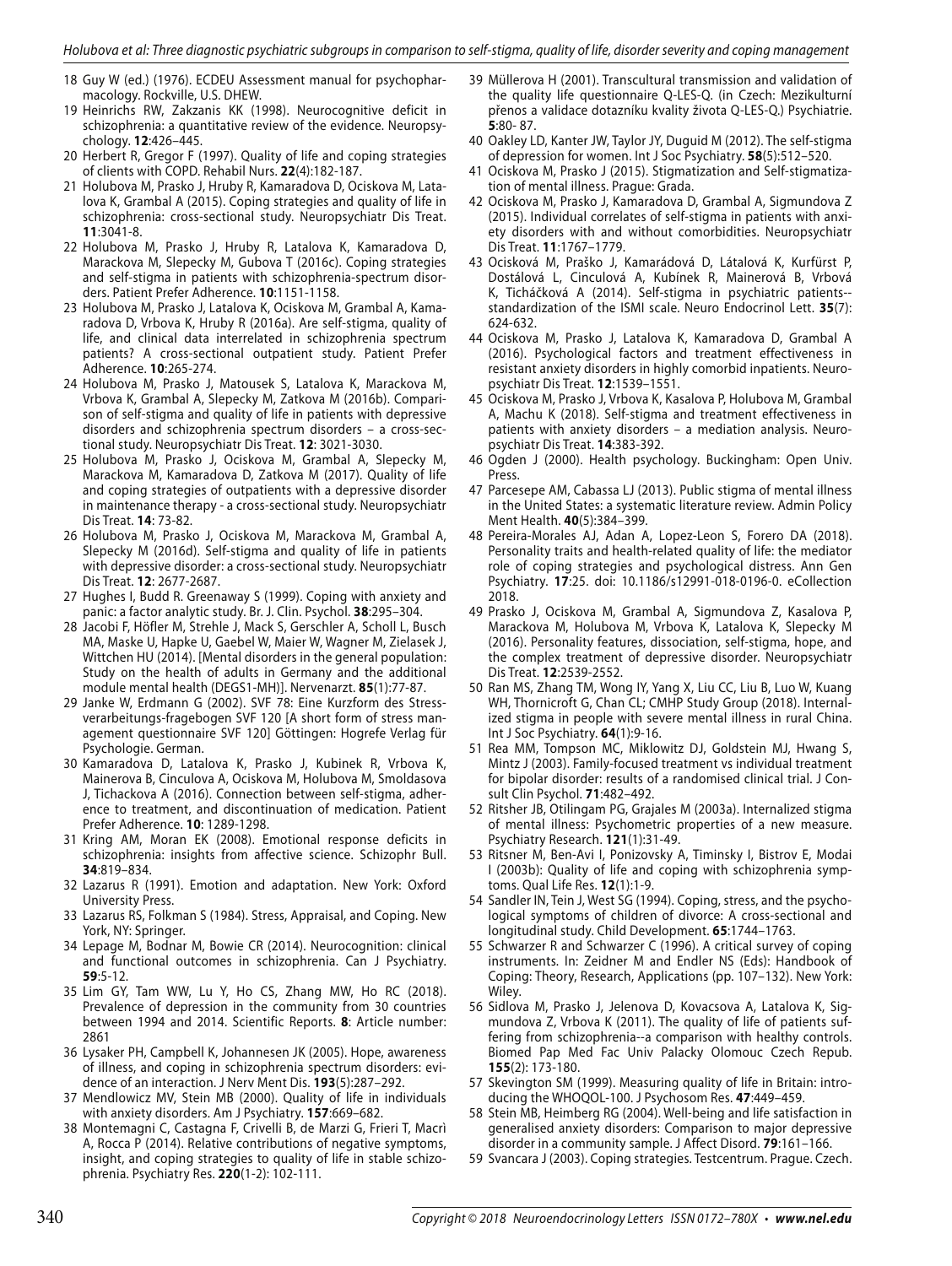18 Guy W (ed.) (1976). ECDEU Assessment manual for psychopharmacology. Rockville, U.S. DHEW.

19 Heinrichs RW, Zakzanis KK (1998). Neurocognitive deficit in schizophrenia: a quantitative review of the evidence. Neuropsychology. **12**:426–445.

20 Herbert R, Gregor F (1997). Quality of life and coping strategies of clients with COPD. Rehabil Nurs. **22**(4):182-187.

21 Holubova M, Prasko J, Hruby R, Kamaradova D, Ociskova M, Latalova K, Grambal A (2015). Coping strategies and quality of life in schizophrenia: cross-sectional study. Neuropsychiatr Dis Treat. **11**:3041-8.

22 Holubova M, Prasko J, Hruby R, Latalova K, Kamaradova D, Marackova M, Slepecky M, Gubova T (2016c). Coping strategies and self-stigma in patients with schizophrenia-spectrum disorders. Patient Prefer Adherence. **10**:1151-1158.

23 Holubova M, Prasko J, Latalova K, Ociskova M, Grambal A, Kamaradova D, Vrbova K, Hruby R (2016a). Are self-stigma, quality of life, and clinical data interrelated in schizophrenia spectrum patients? A cross-sectional outpatient study. Patient Prefer Adherence. **10**:265-274.

24 Holubova M, Prasko J, Matousek S, Latalova K, Marackova M, Vrbova K, Grambal A, Slepecky M, Zatkova M (2016b). Comparison of self-stigma and quality of life in patients with depressive disorders and schizophrenia spectrum disorders – a cross-sectional study. Neuropsychiatr Dis Treat. **12**: 3021-3030.

25 Holubova M, Prasko J, Ociskova M, Grambal A, Slepecky M, Marackova M, Kamaradova D, Zatkova M (2017). Quality of life and coping strategies of outpatients with a depressive disorder in maintenance therapy - a cross-sectional study. Neuropsychiatr Dis Treat. **14**: 73-82.

26 Holubova M, Prasko J, Ociskova M, Marackova M, Grambal A, Slepecky M (2016d). Self-stigma and quality of life in patients with depressive disorder: a cross-sectional study. Neuropsychiatr Dis Treat. **12**: 2677-2687.

27 Hughes I, Budd R. Greenaway S (1999). Coping with anxiety and panic: a factor analytic study. Br. J. Clin. Psychol. **38**:295–304.

28 Jacobi F, Höfler M, Strehle J, Mack S, Gerschler A, Scholl L, Busch MA, Maske U, Hapke U, Gaebel W, Maier W, Wagner M, Zielasek J, Wittchen HU (2014). [Mental disorders in the general population: Study on the health of adults in Germany and the additional module mental health (DEGS1-MH)]. Nervenarzt. **85**(1):77-87.

29 Janke W, Erdmann G (2002). SVF 78: Eine Kurzform des Stressverarbeitungs-fragebogen SVF 120 [A short form of stress management questionnaire SVF 120] Göttingen: Hogrefe Verlag für Psychologie. German.

30 Kamaradova D, Latalova K, Prasko J, Kubinek R, Vrbova K, Mainerova B, Cinculova A, Ociskova M, Holubova M, Smoldasova J, Tichackova A (2016). Connection between self-stigma, adherence to treatment, and discontinuation of medication. Patient Prefer Adherence. **10**: 1289-1298.

31 Kring AM, Moran EK (2008). Emotional response deficits in schizophrenia: insights from affective science. Schizophr Bull. **34**:819–834.

32 Lazarus R (1991). Emotion and adaptation. New York: Oxford University Press.

33 Lazarus RS, Folkman S (1984). Stress, Appraisal, and Coping. New York, NY: Springer.

34 Lepage M, Bodnar M, Bowie CR (2014). Neurocognition: clinical and functional outcomes in schizophrenia. Can J Psychiatry. **59**:5-12.

35 Lim GY, Tam WW, Lu Y, Ho CS, Zhang MW, Ho RC (2018). Prevalence of depression in the community from 30 countries between 1994 and 2014. Scientific Reports. **8**: Article number: 2861

36 Lysaker PH, Campbell K, Johannesen JK (2005). Hope, awareness of illness, and coping in schizophrenia spectrum disorders: evidence of an interaction. J Nerv Ment Dis. **193**(5):287–292.

37 Mendlowicz MV, Stein MB (2000). Quality of life in individuals with anxiety disorders. Am J Psychiatry. **157**:669–682.

38 Montemagni C, Castagna F, Crivelli B, de Marzi G, Frieri T, Macrì A, Rocca P (2014). Relative contributions of negative symptoms, insight, and coping strategies to quality of life in stable schizophrenia. Psychiatry Res. **220**(1-2): 102-111.

39 Müllerova H (2001). Transcultural transmission and validation of the quality life questionnaire Q-LES-Q. (in Czech: Mezikulturní přenos a validace dotazníku kvality života Q-LES-Q.) Psychiatrie. **5**:80- 87.

40 Oakley LD, Kanter JW, Taylor JY, Duguid M (2012). The self-stigma of depression for women. Int J Soc Psychiatry. **58**(5):512–520.

41 Ociskova M, Prasko J (2015). Stigmatization and Self-stigmatization of mental illness. Prague: Grada.

42 Ociskova M, Prasko J, Kamaradova D, Grambal A, Sigmundova Z (2015). Individual correlates of self-stigma in patients with anxiety disorders with and without comorbidities. Neuropsychiatr Dis Treat. **11**:1767–1779.

43 Ocisková M, Praško J, Kamarádová D, Látalová K, Kurfürst P, Dostálová L, Cinculová A, Kubínek R, Mainerová B, Vrbová K, Ticháčková A (2014). Self-stigma in psychiatric patients--standardization of the ISMI scale. Neuro Endocrinol Lett. **35**(7): 624-632.

44 Ociskova M, Prasko J, Latalova K, Kamaradova D, Grambal A (2016). Psychological factors and treatment effectiveness in resistant anxiety disorders in highly comorbid inpatients. Neuropsychiatr Dis Treat. **12**:1539–1551.

45 Ociskova M, Prasko J, Vrbova K, Kasalova P, Holubova M, Grambal A, Machu K (2018). Self-stigma and treatment effectiveness in patients with anxiety disorders – a mediation analysis. Neuropsychiatr Dis Treat. **14**:383-392.

46 Ogden J (2000). Health psychology. Buckingham: Open Univ. Press.

47 Parcesepe AM, Cabassa LJ (2013). Public stigma of mental illness in the United States: a systematic literature review. Admin Policy Ment Health. **40**(5):384–399.

48 Pereira-Morales AJ, Adan A, Lopez-Leon S, Forero DA (2018). Personality traits and health-related quality of life: the mediator role of coping strategies and psychological distress. Ann Gen Psychiatry. **17**:25. doi: 10.1186/s12991-018-0196-0. eCollection 2018.

49 Prasko J, Ociskova M, Grambal A, Sigmundova Z, Kasalova P, Marackova M, Holubova M, Vrbova K, Latalova K, Slepecky M (2016). Personality features, dissociation, self-stigma, hope, and the complex treatment of depressive disorder. Neuropsychiatr Dis Treat. **12**:2539-2552.

50 Ran MS, Zhang TM, Wong IY, Yang X, Liu CC, Liu B, Luo W, Kuang WH, Thornicroft G, Chan CL; CMHP Study Group (2018). Internalized stigma in people with severe mental illness in rural China. Int J Soc Psychiatry. **64**(1):9-16.

51 Rea MM, Tompson MC, Miklowitz DJ, Goldstein MJ, Hwang S, Mintz J (2003). Family-focused treatment vs individual treatment for bipolar disorder: results of a randomised clinical trial. J Consult Clin Psychol. **71**:482–492.

52 Ritsher JB, Otilingam PG, Grajales M (2003a). Internalized stigma of mental illness: Psychometric properties of a new measure. Psychiatry Research. **121**(1):31-49.

53 Ritsner M, Ben-Avi I, Ponizovsky A, Timinsky I, Bistrov E, Modai I (2003b): Quality of life and coping with schizophrenia symptoms. Qual Life Res. **12**(1):1-9.

54 Sandler IN, Tein J, West SG (1994). Coping, stress, and the psychological symptoms of children of divorce: A cross-sectional and longitudinal study. Child Development. **65**:1744–1763.

55 Schwarzer R and Schwarzer C (1996). A critical survey of coping instruments. In: Zeidner M and Endler NS (Eds): Handbook of Coping: Theory, Research, Applications (pp. 107–132). New York: Wiley.

56 Sidlova M, Prasko J, Jelenova D, Kovacsova A, Latalova K, Sigmundova Z, Vrbova K (2011). The quality of life of patients suffering from schizophrenia--a comparison with healthy controls. Biomed Pap Med Fac Univ Palacky Olomouc Czech Repub. **155**(2): 173-180.

57 Skevington SM (1999). Measuring quality of life in Britain: introducing the WHOQOL-100. J Psychosom Res. **47**:449–459.

58 Stein MB, Heimberg RG (2004). Well-being and life satisfaction in generalised anxiety disorders: Comparison to major depressive disorder in a community sample. J Affect Disord. **79**:161–166.

59 Svancara J (2003). Coping strategies. Testcentrum. Prague. Czech.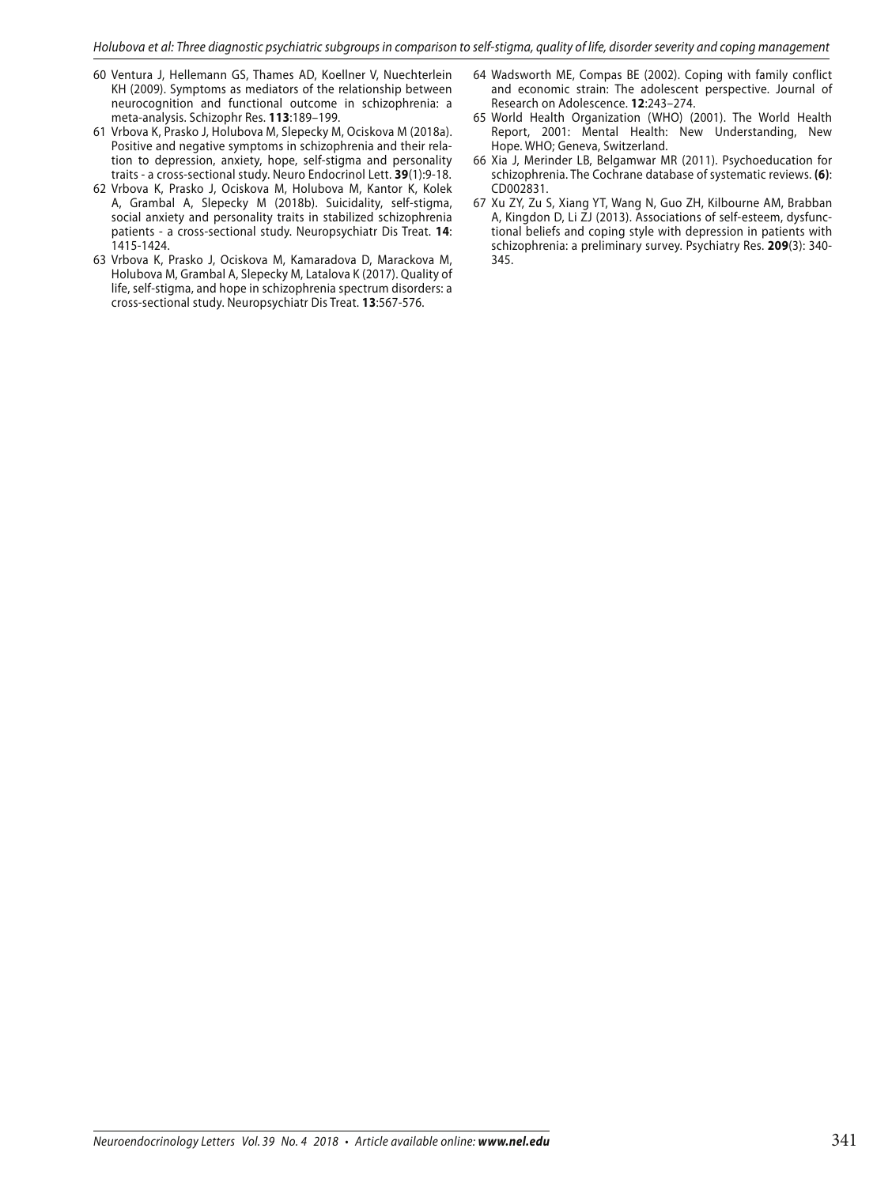60 Ventura J, Hellemann GS, Thames AD, Koellner V, Nuechterlein KH (2009). Symptoms as mediators of the relationship between neurocognition and functional outcome in schizophrenia: a meta-analysis. Schizophr Res. **113**:189–199.

61 Vrbova K, Prasko J, Holubova M, Slepecky M, Ociskova M (2018a). Positive and negative symptoms in schizophrenia and their relation to depression, anxiety, hope, self-stigma and personality traits - a cross-sectional study. Neuro Endocrinol Lett. **39**(1):9-18.

62 Vrbova K, Prasko J, Ociskova M, Holubova M, Kantor K, Kolek A, Grambal A, Slepecky M (2018b). Suicidality, self-stigma, social anxiety and personality traits in stabilized schizophrenia patients - a cross-sectional study. Neuropsychiatr Dis Treat. **14**: 1415-1424.

63 Vrbova K, Prasko J, Ociskova M, Kamaradova D, Marackova M, Holubova M, Grambal A, Slepecky M, Latalova K (2017). Quality of life, self-stigma, and hope in schizophrenia spectrum disorders: a cross-sectional study. Neuropsychiatr Dis Treat. **13**:567-576.

64 Wadsworth ME, Compas BE (2002). Coping with family conflict and economic strain: The adolescent perspective. Journal of Research on Adolescence. **12**:243–274.

65 World Health Organization (WHO) (2001). The World Health Report, 2001: Mental Health: New Understanding, New Hope. WHO; Geneva, Switzerland.

66 Xia J, Merinder LB, Belgamwar MR (2011). Psychoeducation for schizophrenia. The Cochrane database of systematic reviews. **(6)**: CD002831.

67 Xu ZY, Zu S, Xiang YT, Wang N, Guo ZH, Kilbourne AM, Brabban A, Kingdon D, Li ZJ (2013). Associations of self-esteem, dysfunctional beliefs and coping style with depression in patients with schizophrenia: a preliminary survey. Psychiatry Res. **209**(3): 340-345.